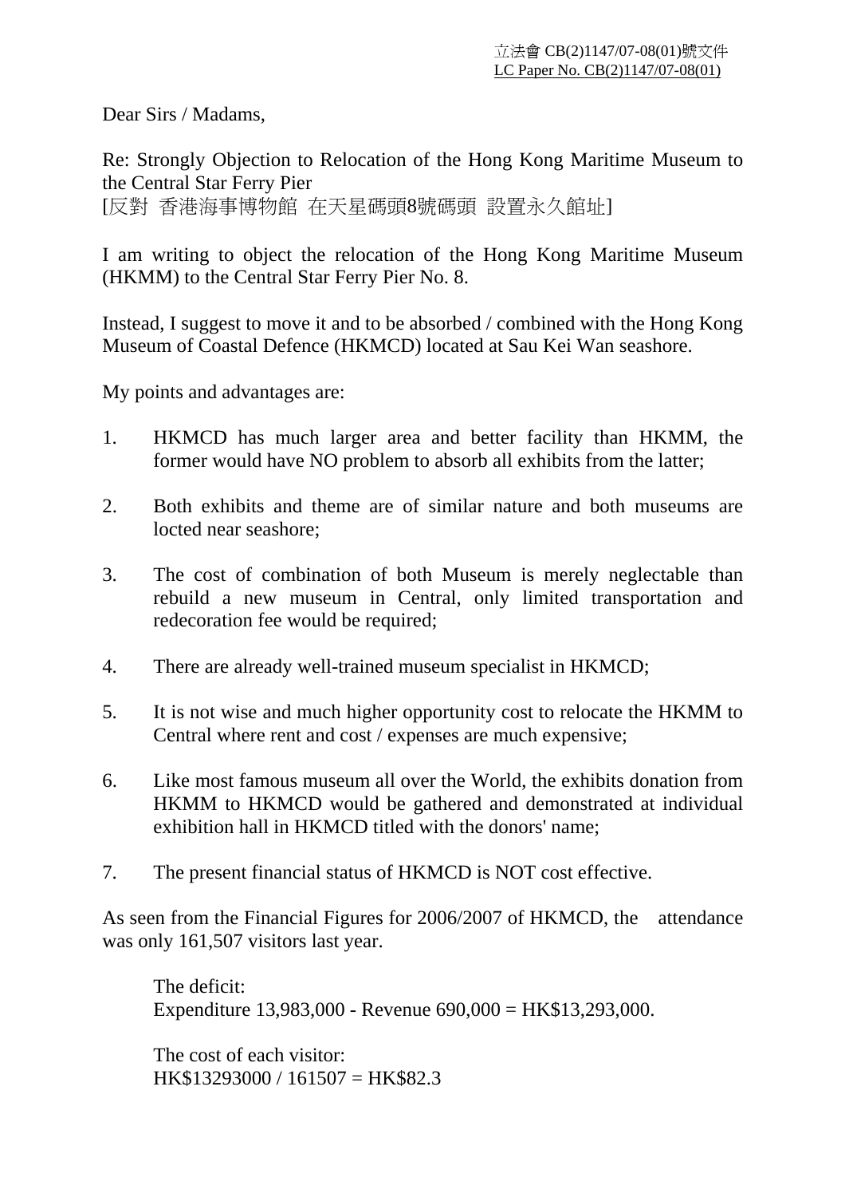立法會 CB(2)1147/07-08(01)號文件
LC Paper No. CB(2)1147/07-08(01)

Dear Sirs / Madams,

Re: Strongly Objection to Relocation of the Hong Kong Maritime Museum to the Central Star Ferry Pier
[反對 香港海事博物館 在天星碼頭8號碼頭 設置永久館址]

I am writing to object the relocation of the Hong Kong Maritime Museum (HKMM) to the Central Star Ferry Pier No. 8.

Instead, I suggest to move it and to be absorbed / combined with the Hong Kong Museum of Coastal Defence (HKMCD) located at Sau Kei Wan seashore.

My points and advantages are:

1. HKMCD has much larger area and better facility than HKMM, the former would have NO problem to absorb all exhibits from the latter;

2. Both exhibits and theme are of similar nature and both museums are locted near seashore;

3. The cost of combination of both Museum is merely neglectable than rebuild a new museum in Central, only limited transportation and redecoration fee would be required;

4. There are already well-trained museum specialist in HKMCD;

5. It is not wise and much higher opportunity cost to relocate the HKMM to Central where rent and cost / expenses are much expensive;

6. Like most famous museum all over the World, the exhibits donation from HKMM to HKMCD would be gathered and demonstrated at individual exhibition hall in HKMCD titled with the donors' name;

7. The present financial status of HKMCD is NOT cost effective.

As seen from the Financial Figures for 2006/2007 of HKMCD, the attendance was only 161,507 visitors last year.

The deficit:
Expenditure 13,983,000 - Revenue 690,000 = HK$13,293,000.

The cost of each visitor:
HK$13293000 / 161507 = HK$82.3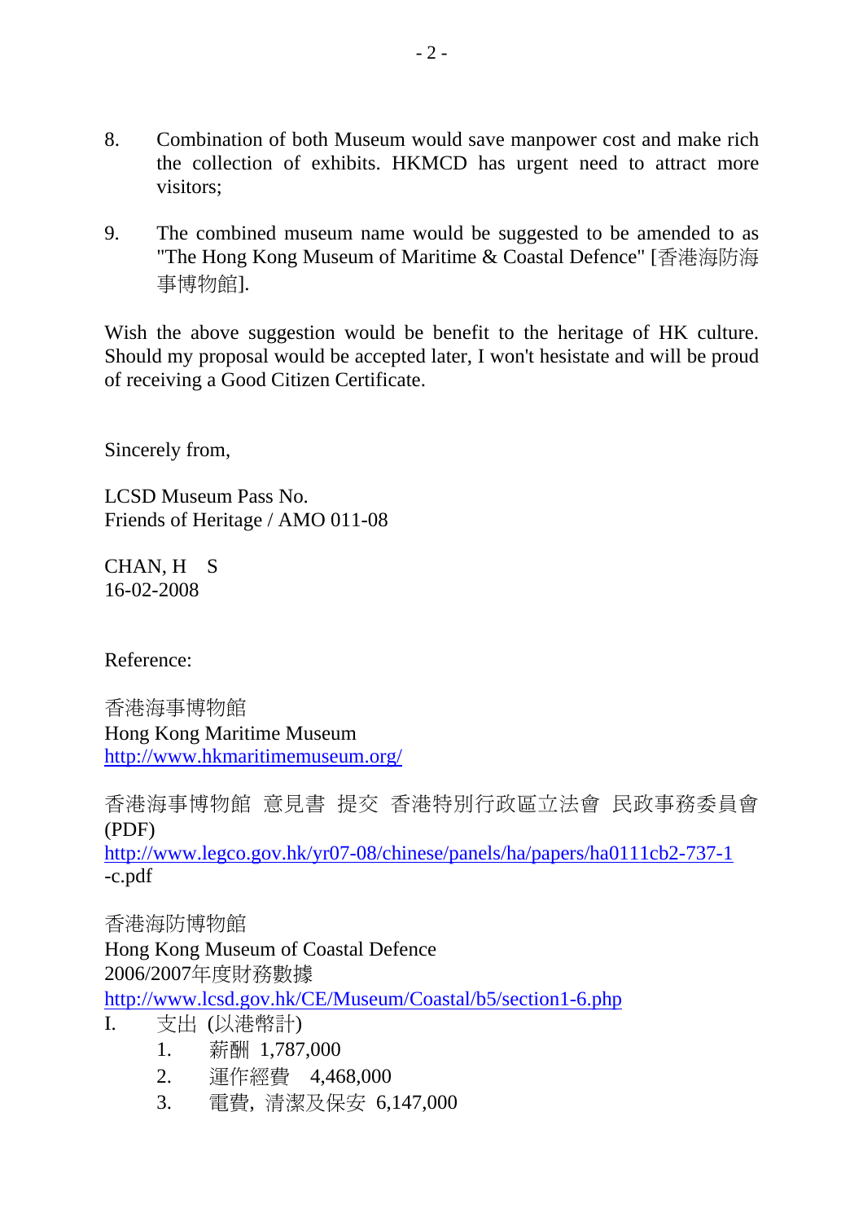8. Combination of both Museum would save manpower cost and make rich the collection of exhibits. HKMCD has urgent need to attract more visitors;

9. The combined museum name would be suggested to be amended to as "The Hong Kong Museum of Maritime & Coastal Defence" [香港海防海事博物館].

Wish the above suggestion would be benefit to the heritage of HK culture. Should my proposal would be accepted later, I won't hesistate and will be proud of receiving a Good Citizen Certificate.

Sincerely from,

LCSD Museum Pass No.
Friends of Heritage / AMO 011-08

CHAN, H S
16-02-2008

Reference:

香港海事博物館
Hong Kong Maritime Museum
http://www.hkmaritimemuseum.org/

香港海事博物館 意見書 提交 香港特別行政區立法會 民政事務委員會 (PDF)
http://www.legco.gov.hk/yr07-08/chinese/panels/ha/papers/ha0111cb2-737-1-c.pdf

香港海防博物館
Hong Kong Museum of Coastal Defence
2006/2007年度財務數據
http://www.lcsd.gov.hk/CE/Museum/Coastal/b5/section1-6.php

I. 支出 (以港幣計)
   1. 薪酬 1,787,000
   2. 運作經費 4,468,000
   3. 電費，清潔及保安 6,147,000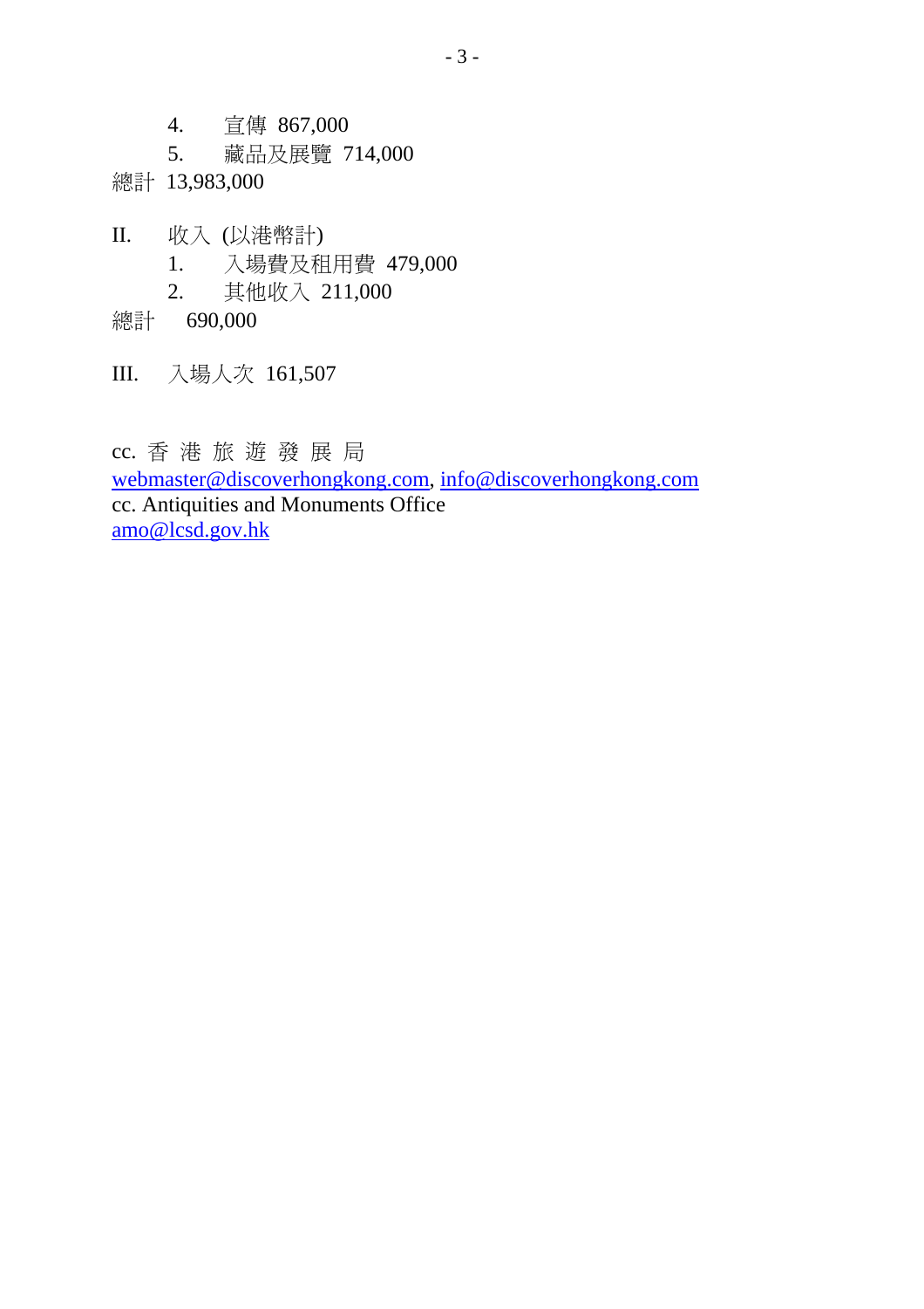4. 宣傳 867,000
5. 藏品及展覽 714,000

總計 13,983,000

II. 收入 (以港幣計)

1. 入場費及租用費 479,000
2. 其他收入 211,000

總計 690,000

III. 入場人次 161,507

cc. 香 港 旅 遊 發 展 局
webmaster@discoverhongkong.com, info@discoverhongkong.com
cc. Antiquities and Monuments Office
amo@lcsd.gov.hk